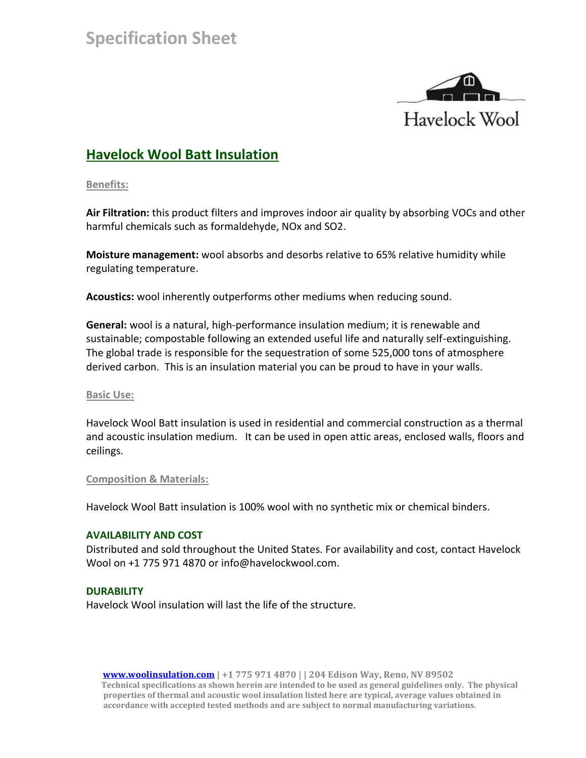# Specification Sheet

Havelock Wool

## Havelock Wool Batt Insulation

### Benefits:

**Air Filtration:** this product filters and improves indoor air quality by absorbing VOCs and other harmful chemicals such as formaldehyde, NOx and $SO_2$.

**Moisture management:** wool absorbs and desorbs relative to 65% relative humidity while regulating temperature.

**Acoustics:** wool inherently outperforms other mediums when reducing sound.

**General:** wool is a natural, high-performance insulation medium; it is renewable and sustainable; compostable following an extended useful life and naturally self-extinguishing. The global trade is responsible for the sequestration of some 525,000 tons of atmosphere derived carbon. This is an insulation material you can be proud to have in your walls.

### Basic Use:

Havelock Wool Batt insulation is used in residential and commercial construction as a thermal and acoustic insulation medium. It can be used in open attic areas, enclosed walls, floors and ceilings.

### Composition & Materials:

Havelock Wool Batt insulation is 100% wool with no synthetic mix or chemical binders.

### AVAILABILITY AND COST

Distributed and sold throughout the United States. For availability and cost, contact Havelock Wool on +1 775 971 4870 or info@havelockwool.com.

### DURABILITY

Havelock Wool insulation will last the life of the structure.

**www.woolinsulation.com | +1 775 971 4870 | | 204 Edison Way, Reno, NV 89502**
**Technical specifications as shown herein are intended to be used as general guidelines only. The physical properties of thermal and acoustic wool insulation listed here are typical, average values obtained in accordance with accepted tested methods and are subject to normal manufacturing variations.**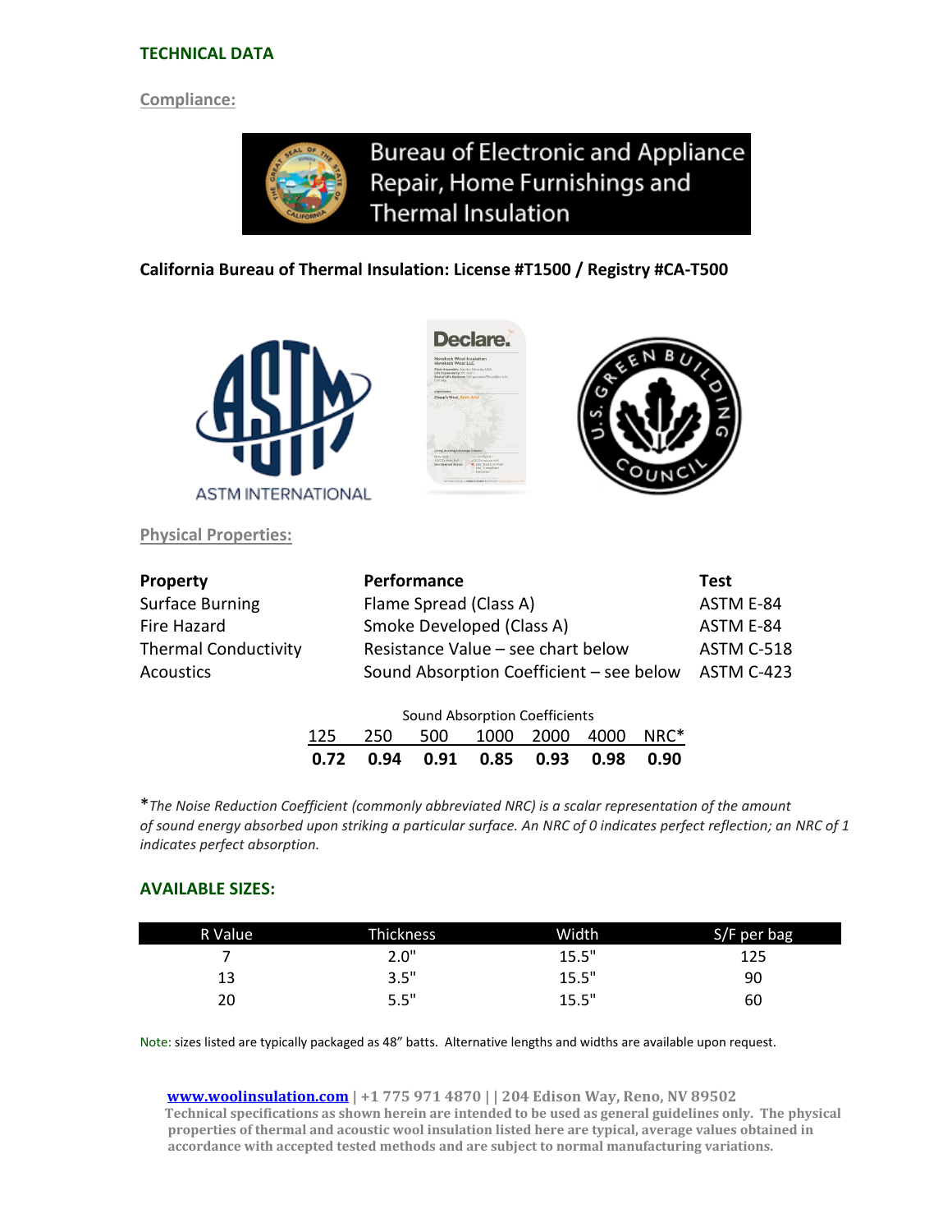## TECHNICAL DATA

### Compliance:

Bureau of Electronic and Appliance Repair, Home Furnishings and Thermal Insulation

**California Bureau of Thermal Insulation: License #T1500 / Registry #CA-T500**

ASTM INTERNATIONAL

### Physical Properties:

| Property | Performance | Test |
|---|---|---|
| Surface Burning | Flame Spread (Class A) | ASTM E-84 |
| Fire Hazard | Smoke Developed (Class A) | ASTM E-84 |
| Thermal Conductivity | Resistance Value – see chart below | ASTM C-518 |
| Acoustics | Sound Absorption Coefficient – see below | ASTM C-423 |

Sound Absorption Coefficients

| 125 | 250 | 500 | 1000 | 2000 | 4000 | NRC* |
|---|---|---|---|---|---|---|
| **0.72** | **0.94** | **0.91** | **0.85** | **0.93** | **0.98** | **0.90** |

**The Noise Reduction Coefficient (commonly abbreviated NRC) is a scalar representation of the amount of sound energy absorbed upon striking a particular surface. An NRC of 0 indicates perfect reflection; an NRC of 1 indicates perfect absorption.*

## AVAILABLE SIZES:

| R Value | Thickness | Width | S/F per bag |
|---|---|---|---|
| 7 | 2.0" | 15.5" | 125 |
| 13 | 3.5" | 15.5" | 90 |
| 20 | 5.5" | 15.5" | 60 |

Note: sizes listed are typically packaged as 48" batts. Alternative lengths and widths are available upon request.

**www.woolinsulation.com | +1 775 971 4870 | | 204 Edison Way, Reno, NV 89502**
**Technical specifications as shown herein are intended to be used as general guidelines only. The physical properties of thermal and acoustic wool insulation listed here are typical, average values obtained in accordance with accepted tested methods and are subject to normal manufacturing variations.**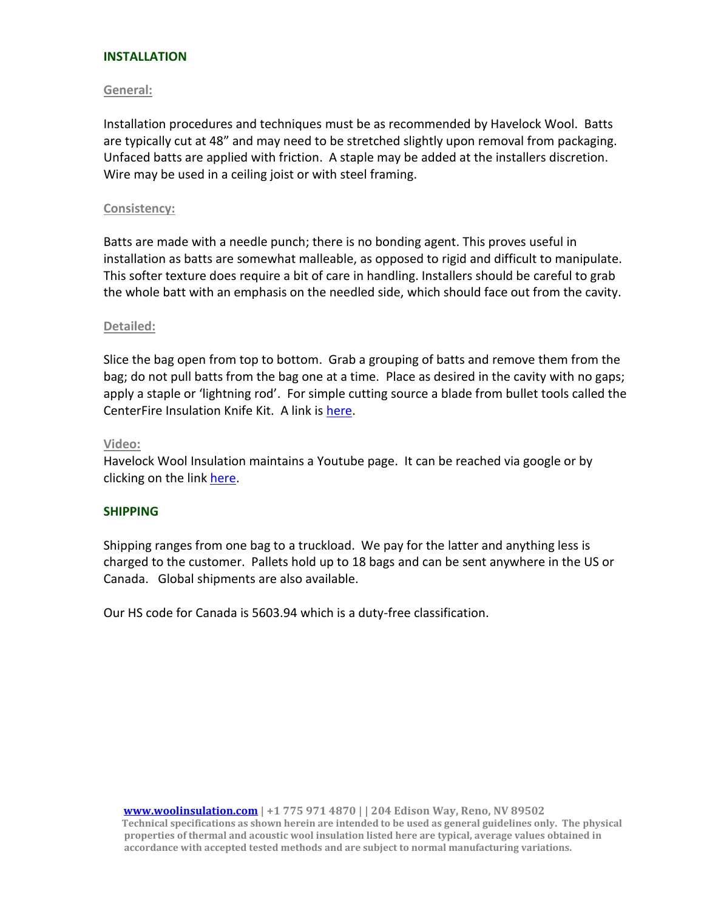## INSTALLATION

### General:

Installation procedures and techniques must be as recommended by Havelock Wool. Batts are typically cut at 48" and may need to be stretched slightly upon removal from packaging. Unfaced batts are applied with friction. A staple may be added at the installers discretion. Wire may be used in a ceiling joist or with steel framing.

### Consistency:

Batts are made with a needle punch; there is no bonding agent. This proves useful in installation as batts are somewhat malleable, as opposed to rigid and difficult to manipulate. This softer texture does require a bit of care in handling. Installers should be careful to grab the whole batt with an emphasis on the needled side, which should face out from the cavity.

### Detailed:

Slice the bag open from top to bottom. Grab a grouping of batts and remove them from the bag; do not pull batts from the bag one at a time. Place as desired in the cavity with no gaps; apply a staple or 'lightning rod'. For simple cutting source a blade from bullet tools called the CenterFire Insulation Knife Kit. A link is here.

### Video:

Havelock Wool Insulation maintains a Youtube page. It can be reached via google or by clicking on the link here.

## SHIPPING

Shipping ranges from one bag to a truckload. We pay for the latter and anything less is charged to the customer. Pallets hold up to 18 bags and can be sent anywhere in the US or Canada. Global shipments are also available.

Our HS code for Canada is 5603.94 which is a duty-free classification.

**www.woolinsulation.com | +1 775 971 4870 | | 204 Edison Way, Reno, NV 89502**
**Technical specifications as shown herein are intended to be used as general guidelines only. The physical properties of thermal and acoustic wool insulation listed here are typical, average values obtained in accordance with accepted tested methods and are subject to normal manufacturing variations.**